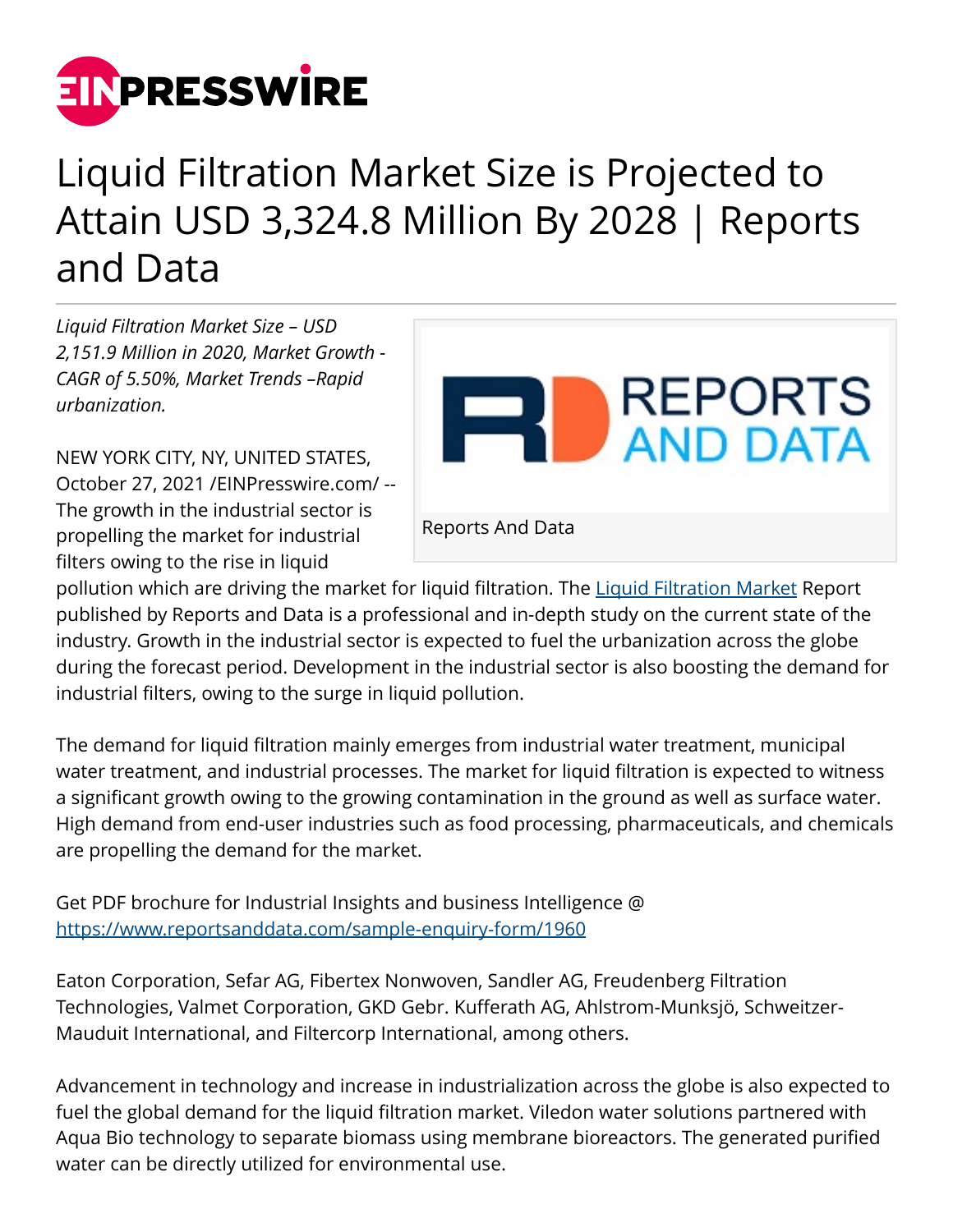# Liquid Filtration Market Size is Projected to Attain USD 3,324.8 Million By 2028 | Reports and Data

*Liquid Filtration Market Size – USD 2,151.9 Million in 2020, Market Growth - CAGR of 5.50%, Market Trends –Rapid urbanization.*

Reports And Data

NEW YORK CITY, NY, UNITED STATES, October 27, 2021 /EINPresswire.com/ -- The growth in the industrial sector is propelling the market for industrial filters owing to the rise in liquid pollution which are driving the market for liquid filtration. The Liquid Filtration Market Report published by Reports and Data is a professional and in-depth study on the current state of the industry. Growth in the industrial sector is expected to fuel the urbanization across the globe during the forecast period. Development in the industrial sector is also boosting the demand for industrial filters, owing to the surge in liquid pollution.

The demand for liquid filtration mainly emerges from industrial water treatment, municipal water treatment, and industrial processes. The market for liquid filtration is expected to witness a significant growth owing to the growing contamination in the ground as well as surface water. High demand from end-user industries such as food processing, pharmaceuticals, and chemicals are propelling the demand for the market.

Get PDF brochure for Industrial Insights and business Intelligence @ https://www.reportsanddata.com/sample-enquiry-form/1960

Eaton Corporation, Sefar AG, Fibertex Nonwoven, Sandler AG, Freudenberg Filtration Technologies, Valmet Corporation, GKD Gebr. Kufferath AG, Ahlstrom-Munksjö, Schweitzer-Mauduit International, and Filtercorp International, among others.

Advancement in technology and increase in industrialization across the globe is also expected to fuel the global demand for the liquid filtration market. Viledon water solutions partnered with Aqua Bio technology to separate biomass using membrane bioreactors. The generated purified water can be directly utilized for environmental use.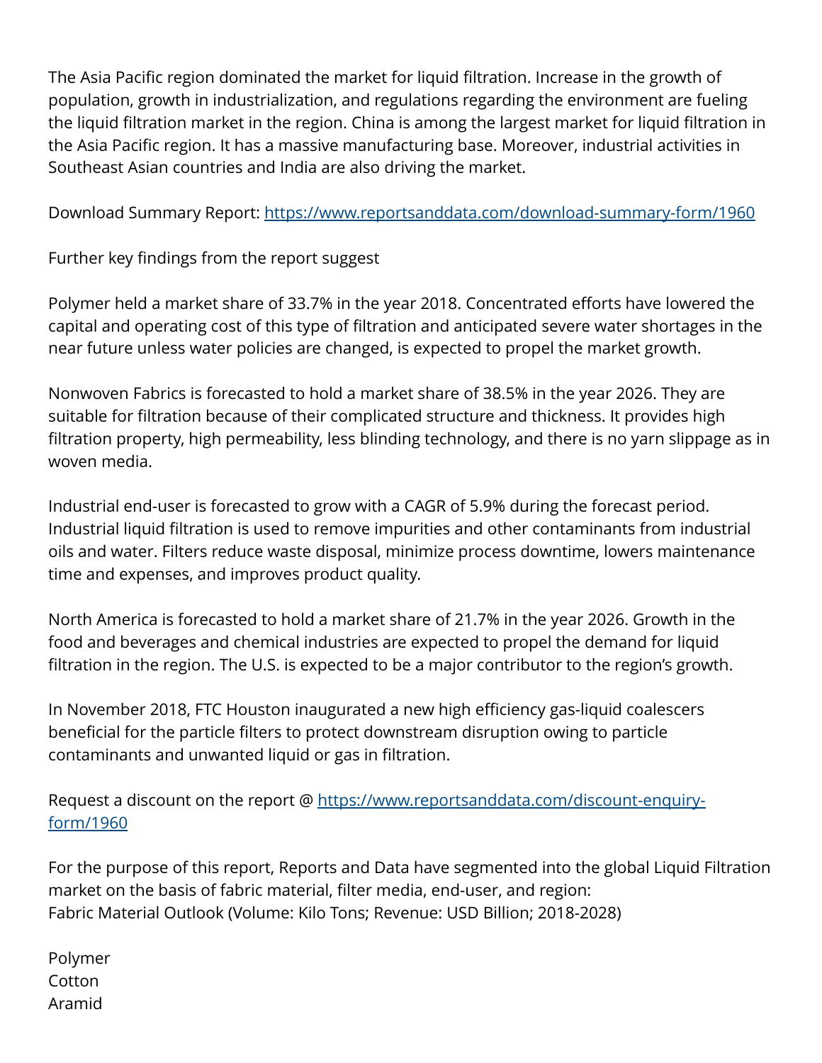The Asia Pacific region dominated the market for liquid filtration. Increase in the growth of population, growth in industrialization, and regulations regarding the environment are fueling the liquid filtration market in the region. China is among the largest market for liquid filtration in the Asia Pacific region. It has a massive manufacturing base. Moreover, industrial activities in Southeast Asian countries and India are also driving the market.

Download Summary Report: [https://www.reportsanddata.com/download-summary-form/1960](https://www.reportsanddata.com/download-summary-form/1960)

Further key findings from the report suggest

Polymer held a market share of 33.7% in the year 2018. Concentrated efforts have lowered the capital and operating cost of this type of filtration and anticipated severe water shortages in the near future unless water policies are changed, is expected to propel the market growth.

Nonwoven Fabrics is forecasted to hold a market share of 38.5% in the year 2026. They are suitable for filtration because of their complicated structure and thickness. It provides high filtration property, high permeability, less blinding technology, and there is no yarn slippage as in woven media.

Industrial end-user is forecasted to grow with a CAGR of 5.9% during the forecast period. Industrial liquid filtration is used to remove impurities and other contaminants from industrial oils and water. Filters reduce waste disposal, minimize process downtime, lowers maintenance time and expenses, and improves product quality.

North America is forecasted to hold a market share of 21.7% in the year 2026. Growth in the food and beverages and chemical industries are expected to propel the demand for liquid filtration in the region. The U.S. is expected to be a major contributor to the region's growth.

In November 2018, FTC Houston inaugurated a new high efficiency gas-liquid coalescers beneficial for the particle filters to protect downstream disruption owing to particle contaminants and unwanted liquid or gas in filtration.

Request a discount on the report @ [https://www.reportsanddata.com/discount-enquiry-form/1960](https://www.reportsanddata.com/discount-enquiry-form/1960)

For the purpose of this report, Reports and Data have segmented into the global Liquid Filtration market on the basis of fabric material, filter media, end-user, and region:
Fabric Material Outlook (Volume: Kilo Tons; Revenue: USD Billion; 2018-2028)

Polymer
Cotton
Aramid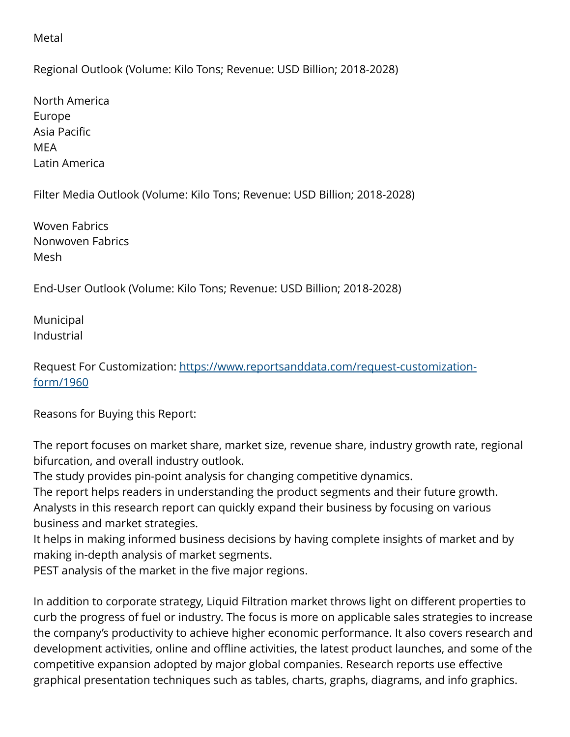Metal

Regional Outlook (Volume: Kilo Tons; Revenue: USD Billion; 2018-2028)

North America
Europe
Asia Pacific
MEA
Latin America

Filter Media Outlook (Volume: Kilo Tons; Revenue: USD Billion; 2018-2028)

Woven Fabrics
Nonwoven Fabrics
Mesh

End-User Outlook (Volume: Kilo Tons; Revenue: USD Billion; 2018-2028)

Municipal
Industrial

Request For Customization: [https://www.reportsanddata.com/request-customization-form/1960](https://www.reportsanddata.com/request-customization-form/1960)

Reasons for Buying this Report:

The report focuses on market share, market size, revenue share, industry growth rate, regional bifurcation, and overall industry outlook.
The study provides pin-point analysis for changing competitive dynamics.
The report helps readers in understanding the product segments and their future growth.
Analysts in this research report can quickly expand their business by focusing on various business and market strategies.
It helps in making informed business decisions by having complete insights of market and by making in-depth analysis of market segments.
PEST analysis of the market in the five major regions.

In addition to corporate strategy, Liquid Filtration market throws light on different properties to curb the progress of fuel or industry. The focus is more on applicable sales strategies to increase the company's productivity to achieve higher economic performance. It also covers research and development activities, online and offline activities, the latest product launches, and some of the competitive expansion adopted by major global companies. Research reports use effective graphical presentation techniques such as tables, charts, graphs, diagrams, and info graphics.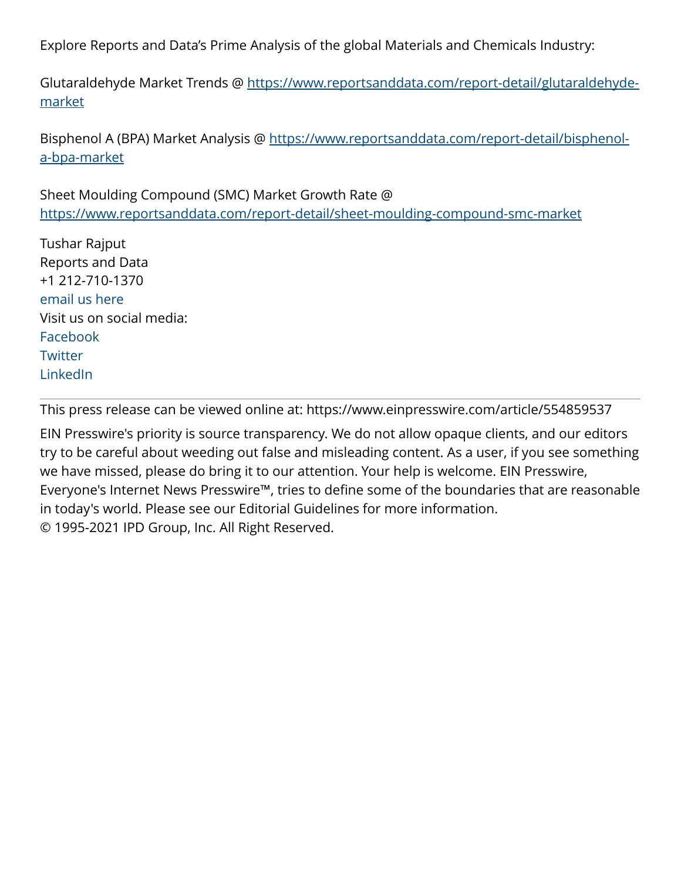Explore Reports and Data's Prime Analysis of the global Materials and Chemicals Industry:

Glutaraldehyde Market Trends @ https://www.reportsanddata.com/report-detail/glutaraldehyde-market

Bisphenol A (BPA) Market Analysis @ https://www.reportsanddata.com/report-detail/bisphenol-a-bpa-market

Sheet Moulding Compound (SMC) Market Growth Rate @ https://www.reportsanddata.com/report-detail/sheet-moulding-compound-smc-market

Tushar Rajput
Reports and Data
+1 212-710-1370
email us here
Visit us on social media:
Facebook
Twitter
LinkedIn

---

This press release can be viewed online at: https://www.einpresswire.com/article/554859537

EIN Presswire's priority is source transparency. We do not allow opaque clients, and our editors try to be careful about weeding out false and misleading content. As a user, if you see something we have missed, please do bring it to our attention. Your help is welcome. EIN Presswire, Everyone's Internet News Presswire™, tries to define some of the boundaries that are reasonable in today's world. Please see our Editorial Guidelines for more information.
© 1995-2021 IPD Group, Inc. All Right Reserved.